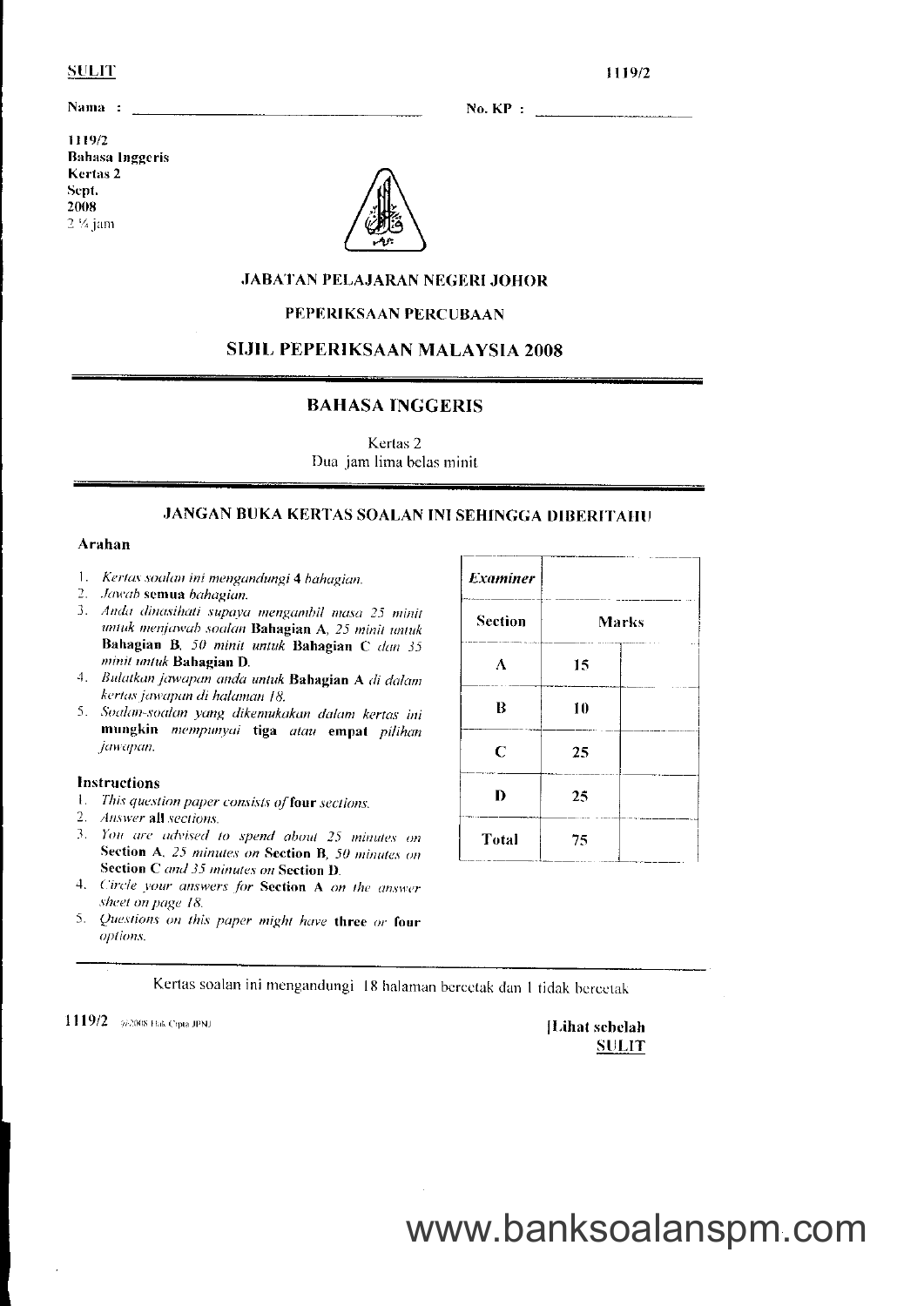SULIT 1119/2

Nama : ______________________ No. KP : ______________

1119/2
Bahasa Inggeris
Kertas 2
Sept.
2008
2 ¼ jam

**JABATAN PELAJARAN NEGERI JOHOR**

**PEPERIKSAAN PERCUBAAN**

## SIJIL PEPERIKSAAN MALAYSIA 2008

## BAHASA INGGERIS

Kertas 2
Dua jam lima belas minit

**JANGAN BUKA KERTAS SOALAN INI SEHINGGA DIBERITAHU**

**Arahan**

1. *Kertas soalan ini mengandungi* **4** *bahagian.*
2. *Jawab* **semua** *bahagian.*
3. *Anda dinasihati supaya mengambil masa 25 minit untuk menjawab soalan* **Bahagian A**, *25 minit untuk* **Bahagian B**, *50 minit untuk* **Bahagian C** *dan 35 minit untuk* **Bahagian D**.
4. *Bulatkan jawapan anda untuk* **Bahagian A** *di dalam kertas jawapan di halaman 18.*
5. *Soalan-soalan yang dikemukakan dalam kertas ini* **mungkin** *mempunyai* **tiga** *atau* **empat** *pilihan jawapan.*

**Instructions**

1. *This question paper consists of* **four** *sections.*
2. *Answer* **all** *sections.*
3. *You are advised to spend about 25 minutes on* **Section A**, *25 minutes on* **Section B**, *50 minutes on* **Section C** *and 35 minutes on* **Section D**.
4. *Circle your answers for* **Section A** *on the answer sheet on page 18.*
5. *Questions on this paper might have* **three** *or* **four** *options.*

| ***Examiner*** | | |
|---|---|---|
| **Section** | **Marks** | |
| A | 15 | |
| B | 10 | |
| C | 25 | |
| D | 25 | |
| **Total** | 75 | |

Kertas soalan ini mengandungi 18 halaman bercetak dan 1 tidak bercetak

1119/2 © 2008 Hak Cipta JPNJ [Lihat sebelah
SULIT

www.banksoalanspm.com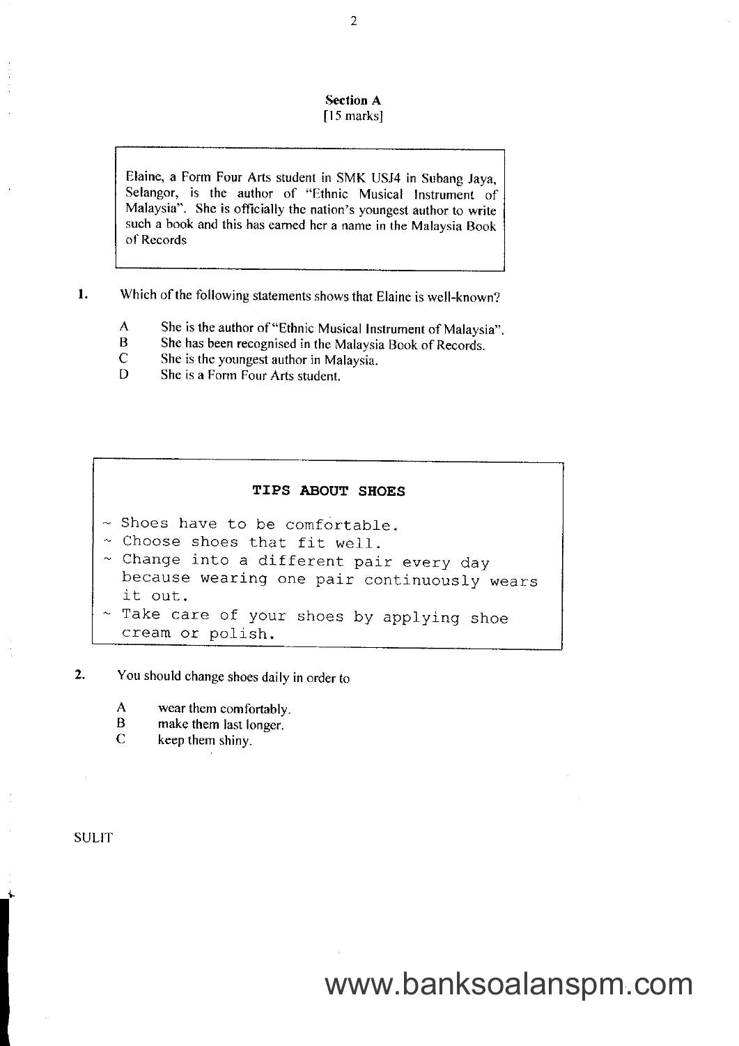**Section A**
[15 marks]

> Elaine, a Form Four Arts student in SMK USJ4 in Subang Jaya, Selangor, is the author of "Ethnic Musical Instrument of Malaysia". She is officially the nation's youngest author to write such a book and this has earned her a name in the Malaysia Book of Records

1. Which of the following statements shows that Elaine is well-known?

   A She is the author of "Ethnic Musical Instrument of Malaysia".
   B She has been recognised in the Malaysia Book of Records.
   C She is the youngest author in Malaysia.
   D She is a Form Four Arts student.

> **TIPS ABOUT SHOES**
>
> ~ Shoes have to be comfortable.
> ~ Choose shoes that fit well.
> ~ Change into a different pair every day because wearing one pair continuously wears it out.
> ~ Take care of your shoes by applying shoe cream or polish.

2. You should change shoes daily in order to

   A wear them comfortably.
   B make them last longer.
   C keep them shiny.

SULIT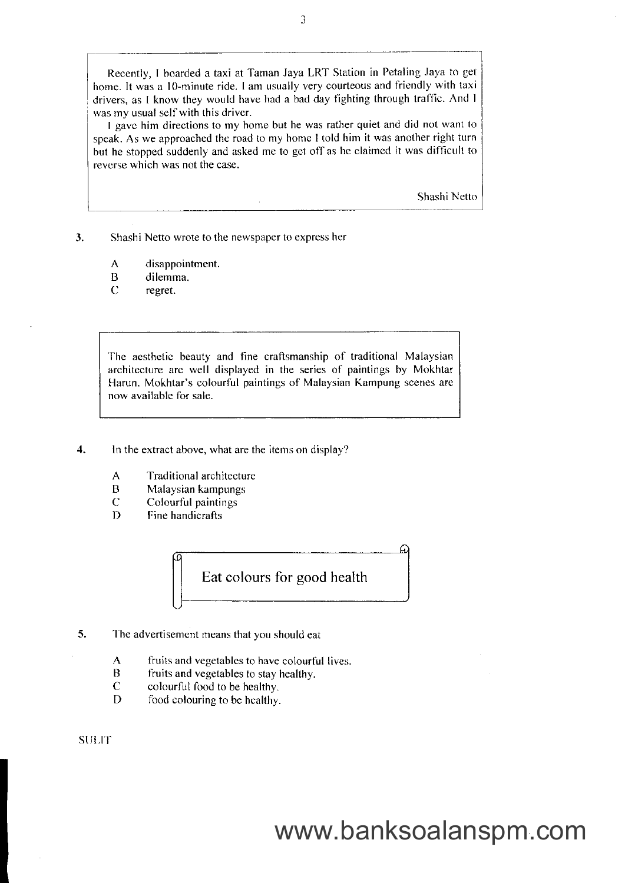Recently, I boarded a taxi at Taman Jaya LRT Station in Petaling Jaya to get home. It was a 10-minute ride. I am usually very courteous and friendly with taxi drivers, as I know they would have had a bad day fighting through traffic. And I was my usual self with this driver.

I gave him directions to my home but he was rather quiet and did not want to speak. As we approached the road to my home I told him it was another right turn but he stopped suddenly and asked me to get off as he claimed it was difficult to reverse which was not the case.

Shashi Netto

3. Shashi Netto wrote to the newspaper to express her

   A disappointment.
   B dilemma.
   C regret.

The aesthetic beauty and fine craftsmanship of traditional Malaysian architecture are well displayed in the series of paintings by Mokhtar Harun. Mokhtar's colourful paintings of Malaysian Kampung scenes are now available for sale.

4. In the extract above, what are the items on display?

   A Traditional architecture
   B Malaysian kampungs
   C Colourful paintings
   D Fine handicrafts

Eat colours for good health

5. The advertisement means that you should eat

   A fruits and vegetables to have colourful lives.
   B fruits and vegetables to stay healthy.
   C colourful food to be healthy.
   D food colouring to be healthy.

SULIT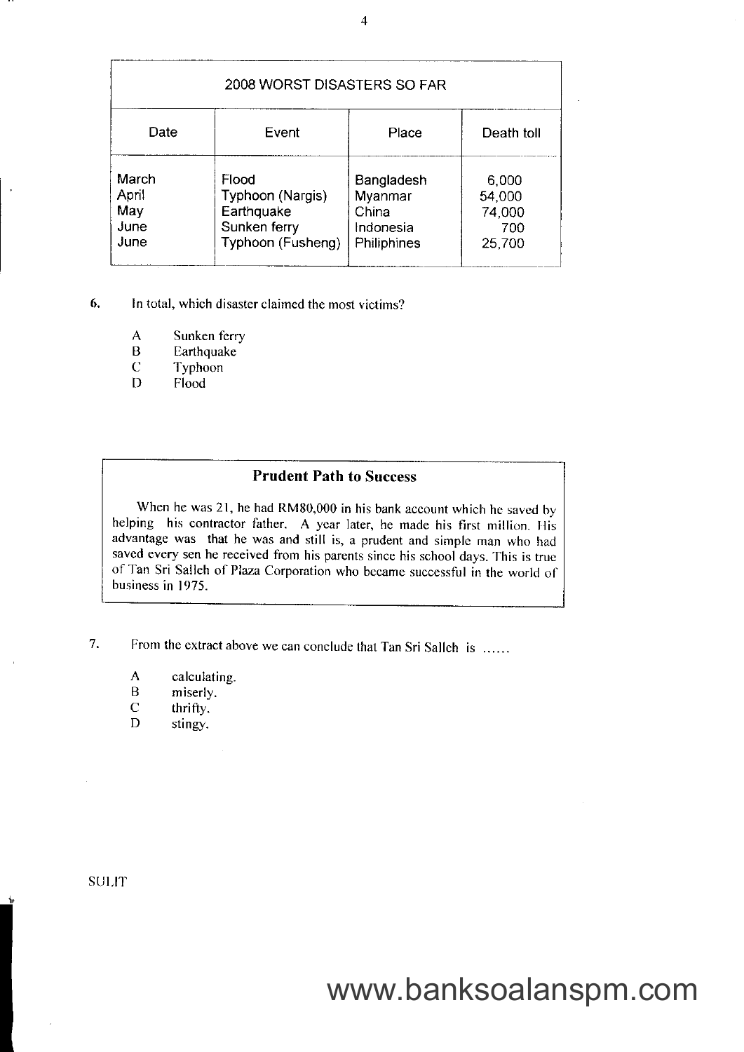| 2008 WORST DISASTERS SO FAR | | | |
|---|---|---|---|
| Date | Event | Place | Death toll |
| March | Flood | Bangladesh | 6,000 |
| April | Typhoon (Nargis) | Myanmar | 54,000 |
| May | Earthquake | China | 74,000 |
| June | Sunken ferry | Indonesia | 700 |
| June | Typhoon (Fusheng) | Philiphines | 25,700 |

6. In total, which disaster claimed the most victims?

   A Sunken ferry
   B Earthquake
   C Typhoon
   D Flood

**Prudent Path to Success**

When he was 21, he had RM80,000 in his bank account which he saved by helping his contractor father. A year later, he made his first million. His advantage was that he was and still is, a prudent and simple man who had saved every sen he received from his parents since his school days. This is true of Tan Sri Salleh of Plaza Corporation who became successful in the world of business in 1975.

7. From the extract above we can conclude that Tan Sri Salleh is ......

   A calculating.
   B miserly.
   C thrifty.
   D stingy.

SULIT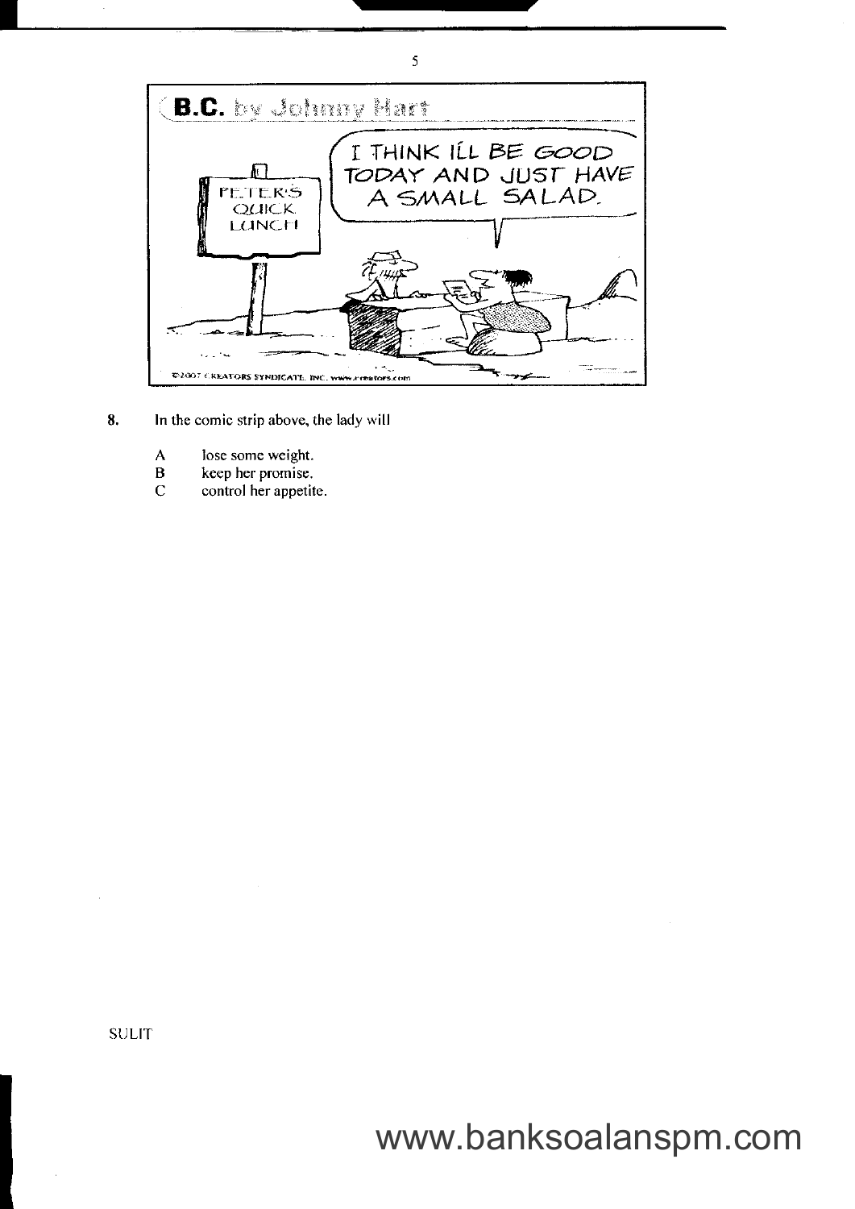8. In the comic strip above, the lady will

   A lose some weight.
   B keep her promise.
   C control her appetite.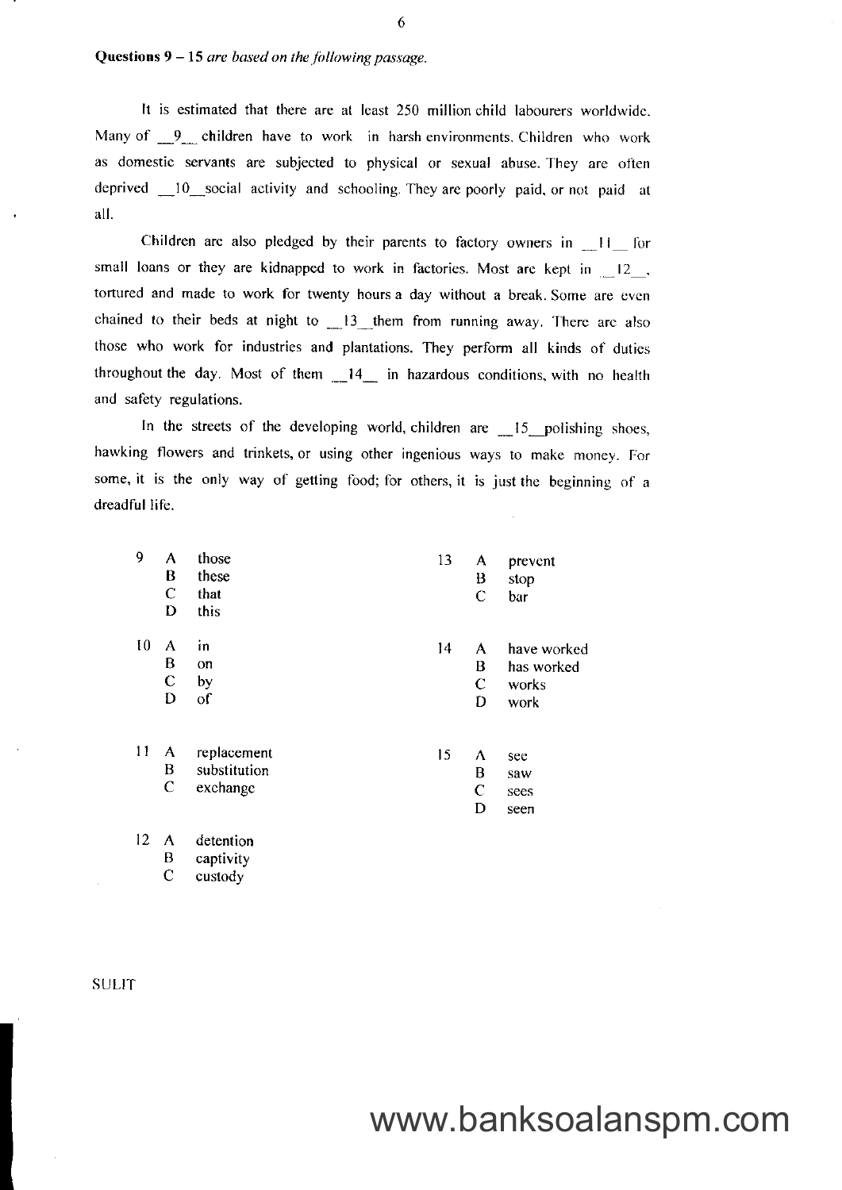**Questions 9 – 15** *are based on the following passage.*

It is estimated that there are at least 250 million child labourers worldwide. Many of __9__ children have to work in harsh environments. Children who work as domestic servants are subjected to physical or sexual abuse. They are often deprived __10__ social activity and schooling. They are poorly paid, or not paid at all.

Children are also pledged by their parents to factory owners in __11__ for small loans or they are kidnapped to work in factories. Most are kept in __12__, tortured and made to work for twenty hours a day without a break. Some are even chained to their beds at night to __13__ them from running away. There are also those who work for industries and plantations. They perform all kinds of duties throughout the day. Most of them __14__ in hazardous conditions, with no health and safety regulations.

In the streets of the developing world, children are __15__ polishing shoes, hawking flowers and trinkets, or using other ingenious ways to make money. For some, it is the only way of getting food; for others, it is just the beginning of a dreadful life.

9
- A those
- B these
- C that
- D this

10
- A in
- B on
- C by
- D of

11
- A replacement
- B substitution
- C exchange

12
- A detention
- B captivity
- C custody

13
- A prevent
- B stop
- C bar

14
- A have worked
- B has worked
- C works
- D work

15
- A see
- B saw
- C sees
- D seen

SULIT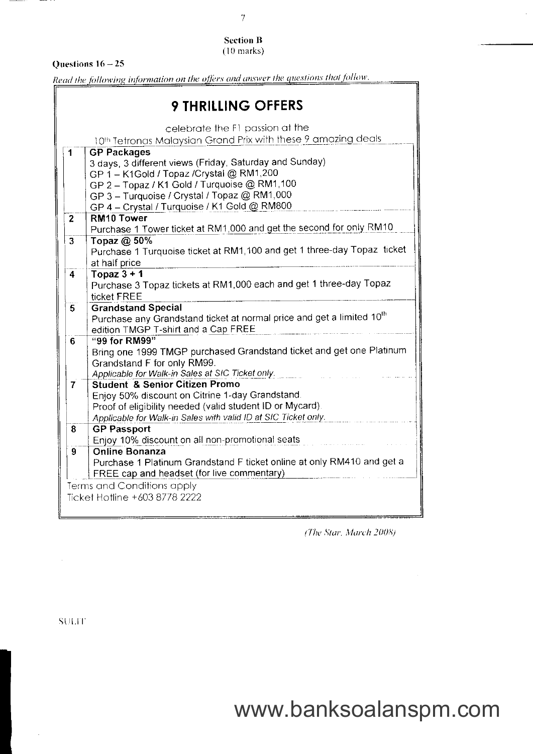**Section B**
(10 marks)

**Questions 16 – 25**

*Read the following information on the offers and answer the questions that follow.*

## 9 THRILLING OFFERS

celebrate the F1 passion at the
10th Tetronas Malaysian Grand Prix with these 9 amazing deals

| | |
|---|---|
| 1 | **GP Packages**<br>3 days, 3 different views (Friday, Saturday and Sunday)<br>GP 1 – K1Gold / Topaz /Crystal @ RM1,200<br>GP 2 – Topaz / K1 Gold / Turquoise @ RM1,100<br>GP 3 – Turquoise / Crystal / Topaz @ RM1,000<br>GP 4 – Crystal / Turquoise / K1 Gold @ RM800 |
| 2 | **RM10 Tower**<br>Purchase 1 Tower ticket at RM1,000 and get the second for only RM10 |
| 3 | **Topaz @ 50%**<br>Purchase 1 Turquoise ticket at RM1,100 and get 1 three-day Topaz ticket at half price |
| 4 | **Topaz 3 + 1**<br>Purchase 3 Topaz tickets at RM1,000 each and get 1 three-day Topaz ticket FREE |
| 5 | **Grandstand Special**<br>Purchase any Grandstand ticket at normal price and get a limited 10th edition TMGP T-shirt and a Cap FREE |
| 6 | **"99 for RM99"**<br>Bring one 1999 TMGP purchased Grandstand ticket and get one Platinum Grandstand F for only RM99.<br>*Applicable for Walk-in Sales at SIC Ticket only.* |
| 7 | **Student & Senior Citizen Promo**<br>Enjoy 50% discount on Citrine 1-day Grandstand.<br>Proof of eligibility needed (valid student ID or Mycard).<br>*Applicable for Walk-in Sales with valid ID at SIC Ticket only.* |
| 8 | **GP Passport**<br>Enjoy 10% discount on all non-promotional seats |
| 9 | **Online Bonanza**<br>Purchase 1 Platinum Grandstand F ticket online at only RM410 and get a FREE cap and headset (for live commentary) |

Terms and Conditions apply
Ticket Hotline +603 8778 2222

*(The Star, March 2008)*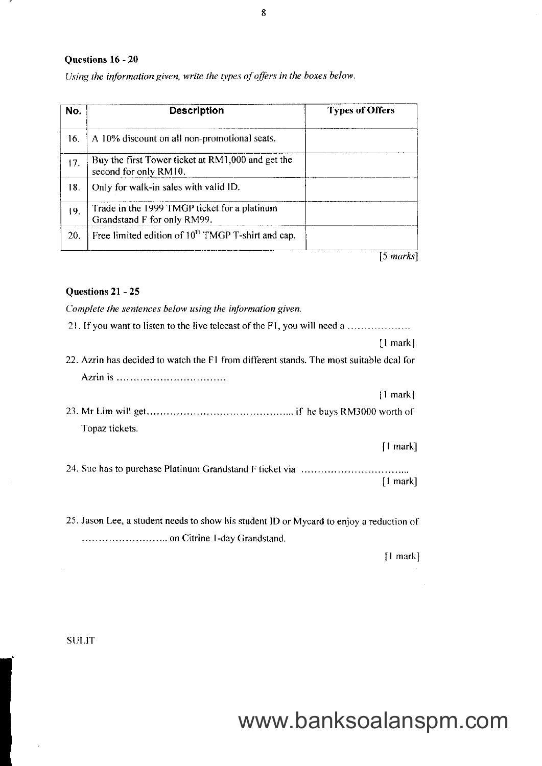**Questions 16 - 20**

*Using the information given, write the types of offers in the boxes below.*

| No. | Description | Types of Offers |
|---|---|---|
| 16. | A 10% discount on all non-promotional seats. | |
| 17. | Buy the first Tower ticket at RM1,000 and get the second for only RM10. | |
| 18. | Only for walk-in sales with valid ID. | |
| 19. | Trade in the 1999 TMGP ticket for a platinum Grandstand F for only RM99. | |
| 20. | Free limited edition of 10th TMGP T-shirt and cap. | |

[5 *marks*]

**Questions 21 - 25**

*Complete the sentences below using the information given.*

21. If you want to listen to the live telecast of the F1, you will need a ……………….

[1 mark]

22. Azrin has decided to watch the F1 from different stands. The most suitable deal for Azrin is ……………………………

[1 mark]

23. Mr Lim will get……………………………………… if he buys RM3000 worth of Topaz tickets.

[1 mark]

24. Sue has to purchase Platinum Grandstand F ticket via …………………………...

[1 mark]

25. Jason Lee, a student needs to show his student ID or Mycard to enjoy a reduction of …………………….. on Citrine 1-day Grandstand.

[1 mark]

SULIT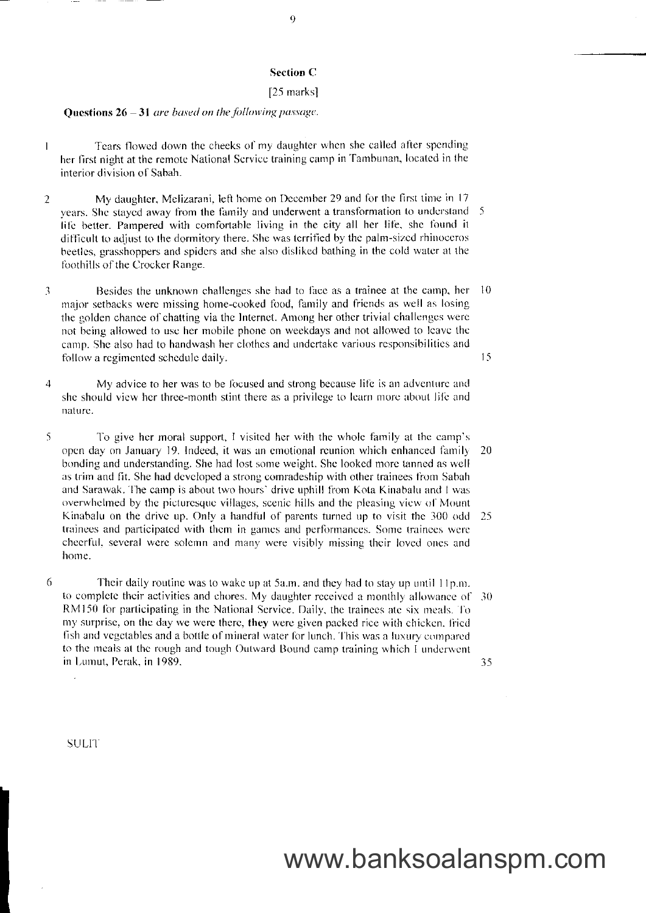## Section C

[25 marks]

**Questions 26 – 31** *are based on the following passage.*

1 Tears flowed down the cheeks of my daughter when she called after spending her first night at the remote National Service training camp in Tambunan, located in the interior division of Sabah.

2 My daughter, Melizarani, left home on December 29 and for the first time in 17 years. She stayed away from the family and underwent a transformation to understand life better. Pampered with comfortable living in the city all her life, she found it difficult to adjust to the dormitory there. She was terrified by the palm-sized rhinoceros beetles, grasshoppers and spiders and she also disliked bathing in the cold water at the foothills of the Crocker Range. 5

3 Besides the unknown challenges she had to face as a trainee at the camp, her major setbacks were missing home-cooked food, family and friends as well as losing the golden chance of chatting via the Internet. Among her other trivial challenges were not being allowed to use her mobile phone on weekdays and not allowed to leave the camp. She also had to handwash her clothes and undertake various responsibilities and follow a regimented schedule daily. 10 15

4 My advice to her was to be focused and strong because life is an adventure and she should view her three-month stint there as a privilege to learn more about life and nature.

5 To give her moral support, I visited her with the whole family at the camp's open day on January 19. Indeed, it was an emotional reunion which enhanced family bonding and understanding. She had lost some weight. She looked more tanned as well as trim and fit. She had developed a strong comradeship with other trainees from Sabah and Sarawak. The camp is about two hours' drive uphill from Kota Kinabalu and I was overwhelmed by the picturesque villages, scenic hills and the pleasing view of Mount Kinabalu on the drive up. Only a handful of parents turned up to visit the 300 odd trainees and participated with them in games and performances. Some trainees were cheerful, several were solemn and many were visibly missing their loved ones and home. 20 25

6 Their daily routine was to wake up at 5a.m. and they had to stay up until 11p.m. to complete their activities and chores. My daughter received a monthly allowance of RM150 for participating in the National Service. Daily, the trainees ate six meals. To my surprise, on the day we were there, **they** were given packed rice with chicken, fried fish and vegetables and a bottle of mineral water for lunch. This was a luxury compared to the meals at the rough and tough Outward Bound camp training which I underwent in Lumut, Perak, in 1989. 30 35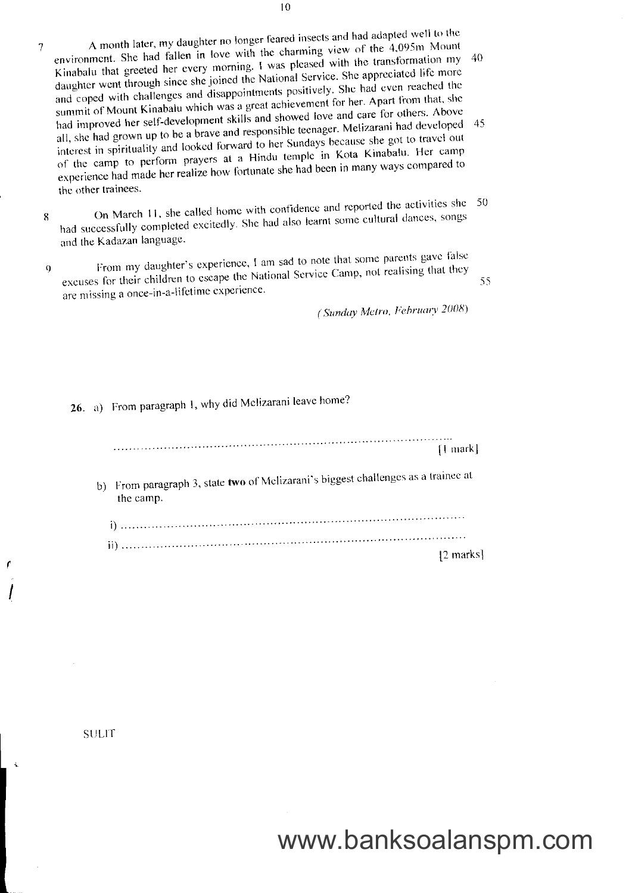7 A month later, my daughter no longer feared insects and had adapted well to the environment. She had fallen in love with the charming view of the 4,095m Mount Kinabalu that greeted her every morning. I was pleased with the transformation my daughter went through since she joined the National Service. She appreciated life more and coped with challenges and disappointments positively. She had even reached the summit of Mount Kinabalu which was a great achievement for her. Apart from that, she had improved her self-development skills and showed love and care for others. Above all, she had grown up to be a brave and responsible teenager. Melizarani had developed interest in spirituality and looked forward to her Sundays because she got to travel out of the camp to perform prayers at a Hindu temple in Kota Kinabalu. Her camp experience had made her realize how fortunate she had been in many ways compared to the other trainees.

8 On March 11, she called home with confidence and reported the activities she had successfully completed excitedly. She had also learnt some cultural dances, songs and the Kadazan language.

9 From my daughter's experience, I am sad to note that some parents gave false excuses for their children to escape the National Service Camp, not realising that they are missing a once-in-a-lifetime experience.

*(Sunday Metro, February 2008)*

**26.** a) From paragraph 1, why did Melizarani leave home?

..........................................................................................
[1 mark]

b) From paragraph 3, state **two** of Melizarani's biggest challenges as a trainee at the camp.

i) ..........................................................................................

ii) ..........................................................................................
[2 marks]

SULIT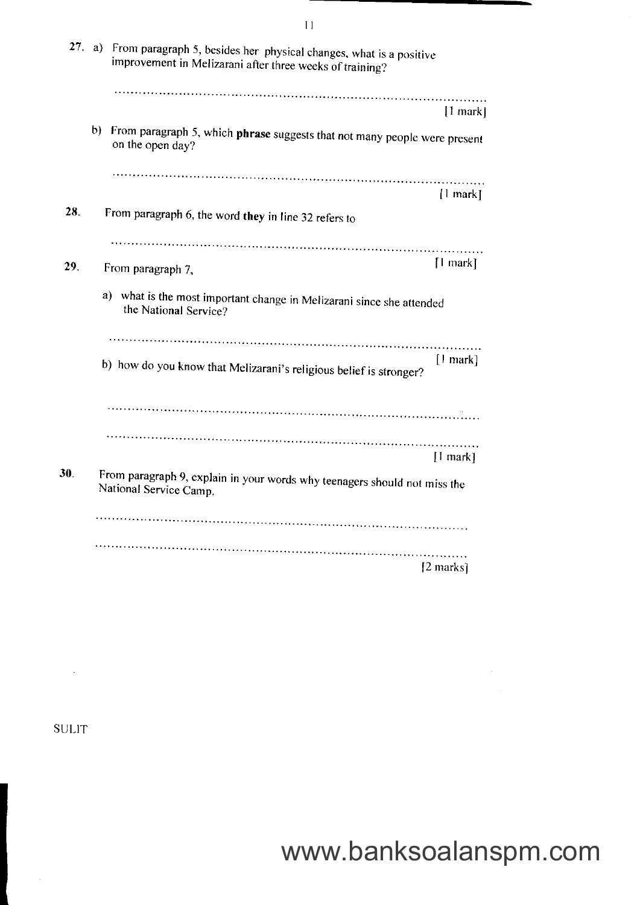27. a) From paragraph 5, besides her physical changes, what is a positive improvement in Melizarani after three weeks of training?

......................................................................................................

[1 mark]

b) From paragraph 5, which **phrase** suggests that not many people were present on the open day?

......................................................................................................

[1 mark]

28. From paragraph 6, the word **they** in line 32 refers to

......................................................................................................

[1 mark]

29. From paragraph 7,

a) what is the most important change in Melizarani since she attended the National Service?

......................................................................................................

[1 mark]

b) how do you know that Melizarani's religious belief is stronger?

......................................................................................................

......................................................................................................

[1 mark]

30. From paragraph 9, explain in your words why teenagers should not miss the National Service Camp.

......................................................................................................

......................................................................................................

[2 marks]

SULIT

www.banksoalanspm.com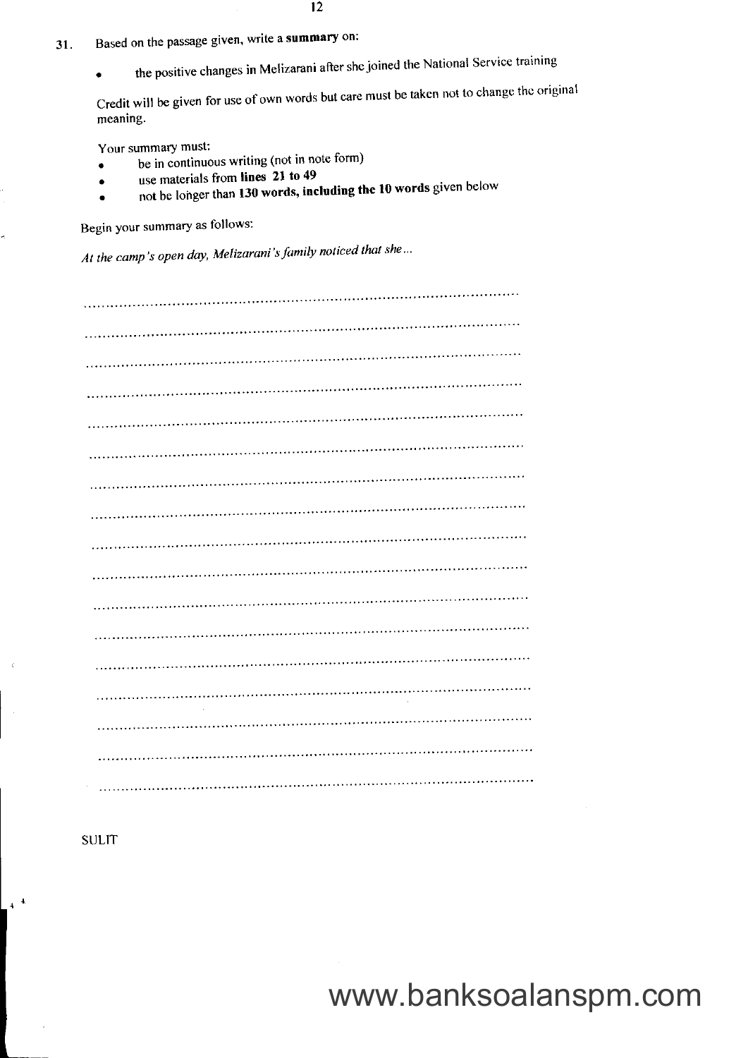31. Based on the passage given, write a **summary** on:

- the positive changes in Melizarani after she joined the National Service training

Credit will be given for use of own words but care must be taken not to change the original meaning.

Your summary must:

- be in continuous writing (not in note form)
- use materials from **lines 21 to 49**
- not be longer than **130 words, including the 10 words** given below

Begin your summary as follows:

*At the camp's open day, Melizarani's family noticed that she...*

............................................................................................................

............................................................................................................

............................................................................................................

............................................................................................................

............................................................................................................

............................................................................................................

............................................................................................................

............................................................................................................

............................................................................................................

............................................................................................................

............................................................................................................

............................................................................................................

............................................................................................................

............................................................................................................

............................................................................................................

............................................................................................................

............................................................................................................

SULIT

www.banksoalanspm.com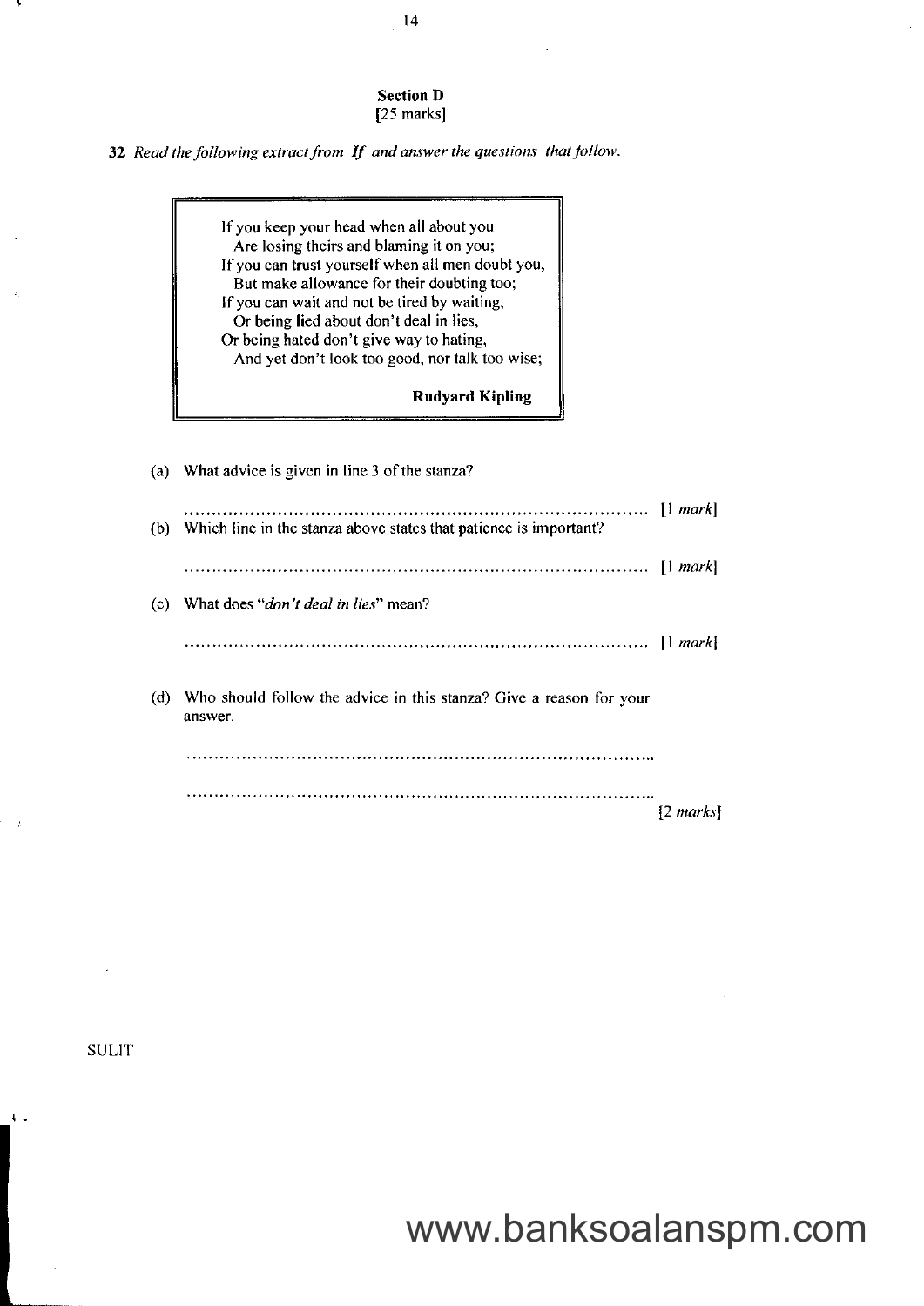## Section D

[25 marks]

**32** *Read the following extract from **If** and answer the questions that follow.*

> If you keep your head when all about you
>   Are losing theirs and blaming it on you;
> If you can trust yourself when all men doubt you,
>   But make allowance for their doubting too;
> If you can wait and not be tired by waiting,
>   Or being lied about don't deal in lies,
> Or being hated don't give way to hating,
>   And yet don't look too good, nor talk too wise;
>
> **Rudyard Kipling**

(a) What advice is given in line 3 of the stanza?

.................................................................................. [1 *mark*]

(b) Which line in the stanza above states that patience is important?

.................................................................................. [1 *mark*]

(c) What does "*don't deal in lies*" mean?

.................................................................................. [1 *mark*]

(d) Who should follow the advice in this stanza? Give a reason for your answer.

..................................................................................

..................................................................................

[2 *marks*]

SULIT

www.banksoalanspm.com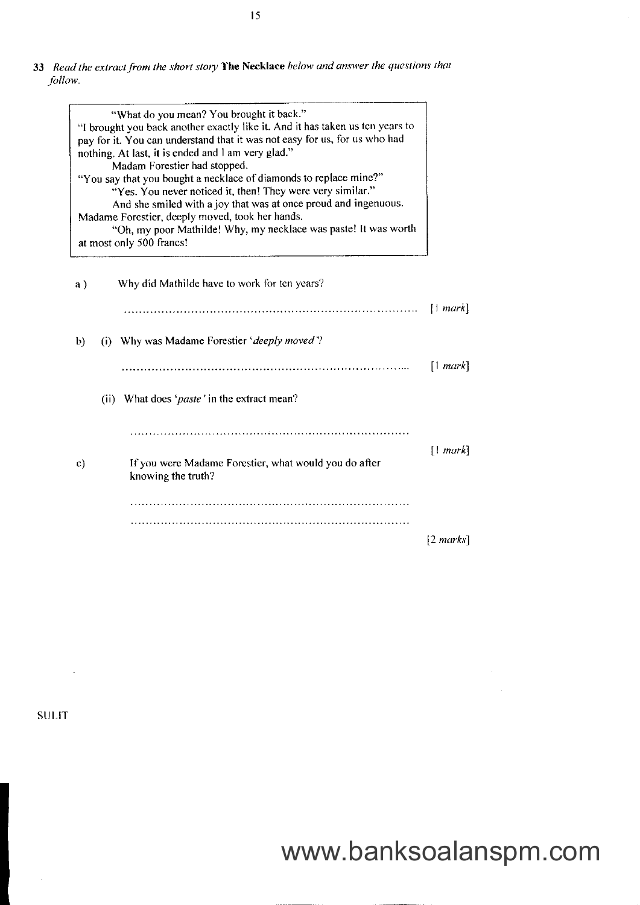**33** *Read the extract from the short story* **The Necklace** *below and answer the questions that follow.*

> "What do you mean? You brought it back."
> "I brought you back another exactly like it. And it has taken us ten years to pay for it. You can understand that it was not easy for us, for us who had nothing. At last, it is ended and I am very glad."
> Madam Forestier had stopped.
> "You say that you bought a necklace of diamonds to replace mine?"
> "Yes. You never noticed it, then! They were very similar."
> And she smiled with a joy that was at once proud and ingenuous.
> Madame Forestier, deeply moved, took her hands.
> "Oh, my poor Mathilde! Why, my necklace was paste! It was worth at most only 500 francs!

a) Why did Mathilde have to work for ten years?

.............................................................................. [1 *mark*]

b) (i) Why was Madame Forestier '*deeply moved*'?

.............................................................................. [1 *mark*]

(ii) What does '*paste*' in the extract mean?

..............................................................................

[1 *mark*]

c) If you were Madame Forestier, what would you do after knowing the truth?

..............................................................................

..............................................................................

[2 *marks*]

SULIT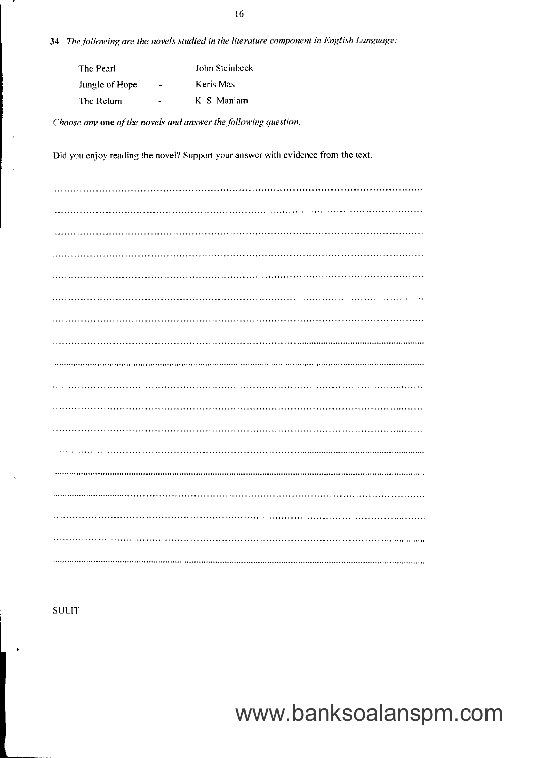**34** *The following are the novels studied in the literature component in English Language:*

| | | |
|---|---|---|
| The Pearl | - | John Steinbeck |
| Jungle of Hope | - | Keris Mas |
| The Return | - | K. S. Maniam |

*Choose any* **one** *of the novels and answer the following question.*

Did you enjoy reading the novel? Support your answer with evidence from the text.

..............................................................................................................................

..............................................................................................................................

..............................................................................................................................

..............................................................................................................................

..............................................................................................................................

..............................................................................................................................

..............................................................................................................................

..............................................................................................................................

..............................................................................................................................

..............................................................................................................................

..............................................................................................................................

..............................................................................................................................

..............................................................................................................................

..............................................................................................................................

..............................................................................................................................

..............................................................................................................................

..............................................................................................................................

..............................................................................................................................

SULIT